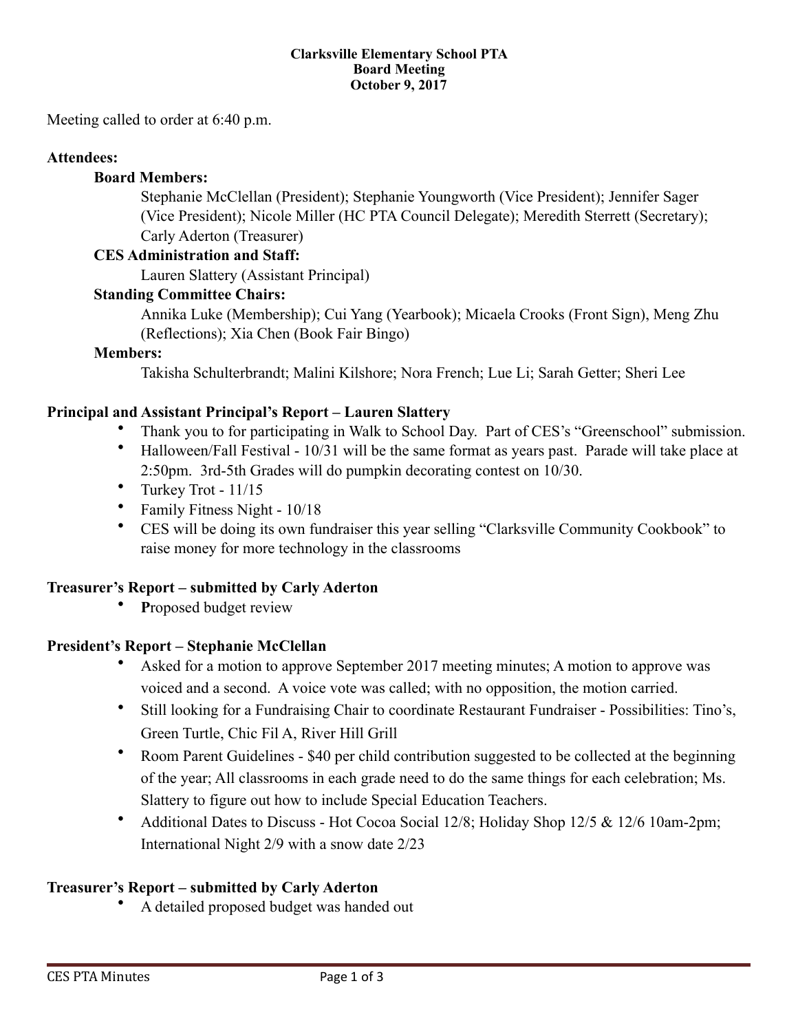**Clarksville Elementary School PTA**
**Board Meeting**
**October 9, 2017**

Meeting called to order at 6:40 p.m.

**Attendees:**

**Board Members:**

Stephanie McClellan (President); Stephanie Youngworth (Vice President); Jennifer Sager (Vice President); Nicole Miller (HC PTA Council Delegate); Meredith Sterrett (Secretary); Carly Aderton (Treasurer)

**CES Administration and Staff:**

Lauren Slattery (Assistant Principal)

**Standing Committee Chairs:**

Annika Luke (Membership); Cui Yang (Yearbook); Micaela Crooks (Front Sign), Meng Zhu (Reflections); Xia Chen (Book Fair Bingo)

**Members:**

Takisha Schulterbrandt; Malini Kilshore; Nora French; Lue Li; Sarah Getter; Sheri Lee

**Principal and Assistant Principal's Report – Lauren Slattery**

- Thank you to for participating in Walk to School Day. Part of CES's "Greenschool" submission.
- Halloween/Fall Festival - 10/31 will be the same format as years past. Parade will take place at 2:50pm. 3rd-5th Grades will do pumpkin decorating contest on 10/30.
- Turkey Trot - 11/15
- Family Fitness Night - 10/18
- CES will be doing its own fundraiser this year selling "Clarksville Community Cookbook" to raise money for more technology in the classrooms

**Treasurer's Report – submitted by Carly Aderton**

- **P**roposed budget review

**President's Report – Stephanie McClellan**

- Asked for a motion to approve September 2017 meeting minutes; A motion to approve was voiced and a second. A voice vote was called; with no opposition, the motion carried.
- Still looking for a Fundraising Chair to coordinate Restaurant Fundraiser - Possibilities: Tino's, Green Turtle, Chic Fil A, River Hill Grill
- Room Parent Guidelines - $40 per child contribution suggested to be collected at the beginning of the year; All classrooms in each grade need to do the same things for each celebration; Ms. Slattery to figure out how to include Special Education Teachers.
- Additional Dates to Discuss - Hot Cocoa Social 12/8; Holiday Shop 12/5 & 12/6 10am-2pm; International Night 2/9 with a snow date 2/23

**Treasurer's Report – submitted by Carly Aderton**

- A detailed proposed budget was handed out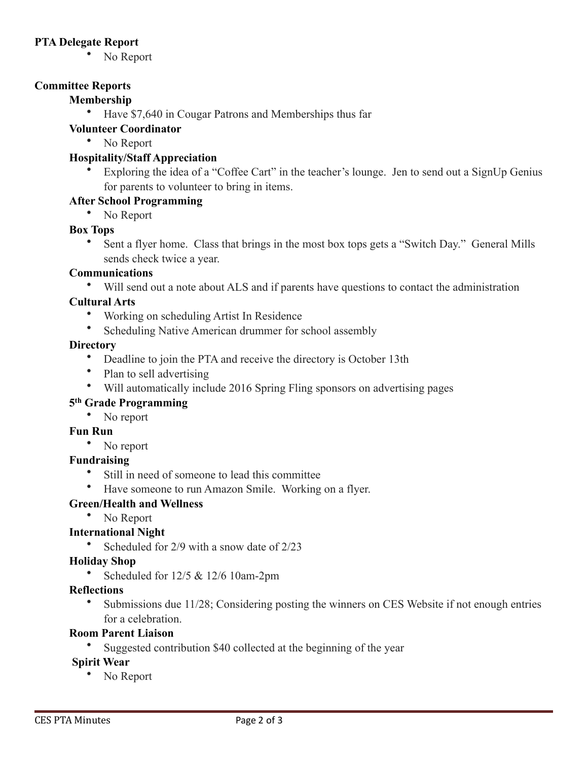**PTA Delegate Report**

- No Report

**Committee Reports**

**Membership**

- Have $7,640 in Cougar Patrons and Memberships thus far

**Volunteer Coordinator**

- No Report

**Hospitality/Staff Appreciation**

- Exploring the idea of a "Coffee Cart" in the teacher's lounge. Jen to send out a SignUp Genius for parents to volunteer to bring in items.

**After School Programming**

- No Report

**Box Tops**

- Sent a flyer home. Class that brings in the most box tops gets a "Switch Day." General Mills sends check twice a year.

**Communications**

- Will send out a note about ALS and if parents have questions to contact the administration

**Cultural Arts**

- Working on scheduling Artist In Residence
- Scheduling Native American drummer for school assembly

**Directory**

- Deadline to join the PTA and receive the directory is October 13th
- Plan to sell advertising
- Will automatically include 2016 Spring Fling sponsors on advertising pages

**5th Grade Programming**

- No report

**Fun Run**

- No report

**Fundraising**

- Still in need of someone to lead this committee
- Have someone to run Amazon Smile. Working on a flyer.

**Green/Health and Wellness**

- No Report

**International Night**

- Scheduled for 2/9 with a snow date of 2/23

**Holiday Shop**

- Scheduled for 12/5 & 12/6 10am-2pm

**Reflections**

- Submissions due 11/28; Considering posting the winners on CES Website if not enough entries for a celebration.

**Room Parent Liaison**

- Suggested contribution $40 collected at the beginning of the year

**Spirit Wear**

- No Report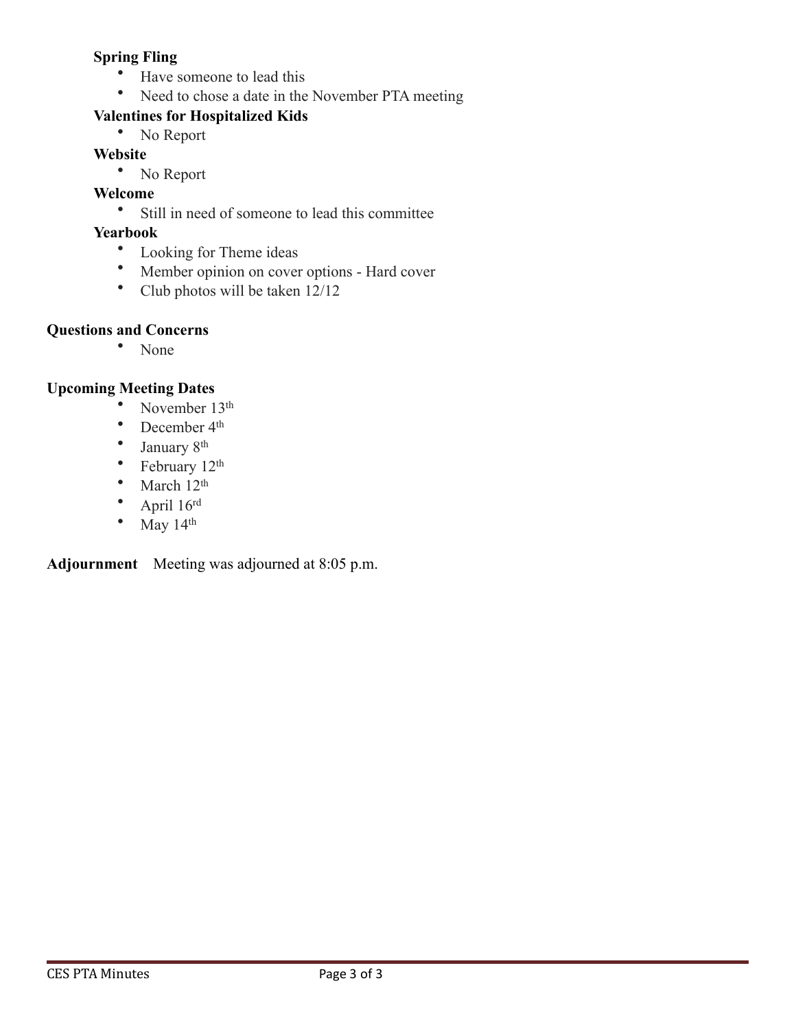**Spring Fling**

- Have someone to lead this
- Need to chose a date in the November PTA meeting

**Valentines for Hospitalized Kids**

- No Report

**Website**

- No Report

**Welcome**

- Still in need of someone to lead this committee

**Yearbook**

- Looking for Theme ideas
- Member opinion on cover options - Hard cover
- Club photos will be taken 12/12

**Questions and Concerns**

- None

**Upcoming Meeting Dates**

- November 13th
- December 4th
- January 8th
- February 12th
- March 12th
- April 16rd
- May 14th

**Adjournment** Meeting was adjourned at 8:05 p.m.